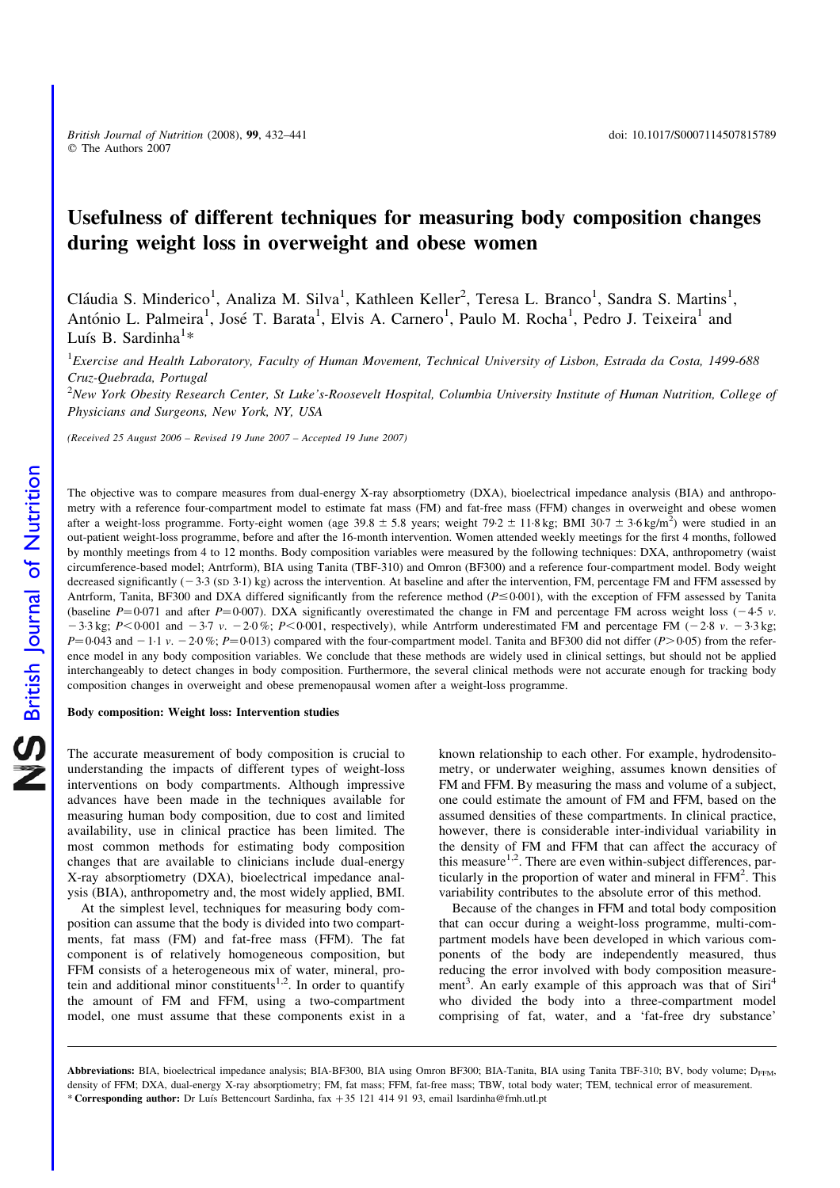# Usefulness of different techniques for measuring body composition changes during weight loss in overweight and obese women

Cláudia S. Minderico[1], Analiza M. Silva[1], Kathleen Keller[2], Teresa L. Branco[1], Sandra S. Martins[1], António L. Palmeira[1], José T. Barata[1], Elvis A. Carnero[1], Paulo M. Rocha[1], Pedro J. Teixeira[1] and Luís B. Sardinha[1]*

[1]*Exercise and Health Laboratory, Faculty of Human Movement, Technical University of Lisbon, Estrada da Costa, 1499-688 Cruz-Quebrada, Portugal*

[2]*New York Obesity Research Center, St Luke's-Roosevelt Hospital, Columbia University Institute of Human Nutrition, College of Physicians and Surgeons, New York, NY, USA*

*(Received 25 August 2006 – Revised 19 June 2007 – Accepted 19 June 2007)*

The objective was to compare measures from dual-energy X-ray absorptiometry (DXA), bioelectrical impedance analysis (BIA) and anthropometry with a reference four-compartment model to estimate fat mass (FM) and fat-free mass (FFM) changes in overweight and obese women after a weight-loss programme. Forty-eight women (age 39.8 ± 5.8 years; weight 79.2 ± 11.8 kg; BMI 30.7 ± 3.6 kg/m$^2$) were studied in an out-patient weight-loss programme, before and after the 16-month intervention. Women attended weekly meetings for the first 4 months, followed by monthly meetings from 4 to 12 months. Body composition variables were measured by the following techniques: DXA, anthropometry (waist circumference-based model; Antrform), BIA using Tanita (TBF-310) and Omron (BF300) and a reference four-compartment model. Body weight decreased significantly (−3.3 (SD 3.1) kg) across the intervention. At baseline and after the intervention, FM, percentage FM and FFM assessed by Antrform, Tanita, BF300 and DXA differed significantly from the reference method ($P \leq 0.001$), with the exception of FFM assessed by Tanita (baseline $P = 0.071$ and after $P = 0.007$). DXA significantly overestimated the change in FM and percentage FM across weight loss (−4.5 *v.* −3.3 kg; $P < 0.001$ and −3.7 *v.* −2.0 %; $P < 0.001$, respectively), while Antrform underestimated FM and percentage FM (−2.8 *v.* −3.3 kg; $P = 0.043$ and −1.1 *v.* −2.0 %; $P = 0.013$) compared with the four-compartment model. Tanita and BF300 did not differ ($P > 0.05$) from the reference model in any body composition variables. We conclude that these methods are widely used in clinical settings, but should not be applied interchangeably to detect changes in body composition. Furthermore, the several clinical methods were not accurate enough for tracking body composition changes in overweight and obese premenopausal women after a weight-loss programme.

**Body composition: Weight loss: Intervention studies**

The accurate measurement of body composition is crucial to understanding the impacts of different types of weight-loss interventions on body compartments. Although impressive advances have been made in the techniques available for measuring human body composition, due to cost and limited availability, use in clinical practice has been limited. The most common methods for estimating body composition changes that are available to clinicians include dual-energy X-ray absorptiometry (DXA), bioelectrical impedance analysis (BIA), anthropometry and, the most widely applied, BMI.

At the simplest level, techniques for measuring body composition can assume that the body is divided into two compartments, fat mass (FM) and fat-free mass (FFM). The fat component is of relatively homogeneous composition, but FFM consists of a heterogeneous mix of water, mineral, protein and additional minor constituents[1,2]. In order to quantify the amount of FM and FFM, using a two-compartment model, one must assume that these components exist in a known relationship to each other. For example, hydrodensitometry, or underwater weighing, assumes known densities of FM and FFM. By measuring the mass and volume of a subject, one could estimate the amount of FM and FFM, based on the assumed densities of these compartments. In clinical practice, however, there is considerable inter-individual variability in the density of FM and FFM that can affect the accuracy of this measure[1,2]. There are even within-subject differences, particularly in the proportion of water and mineral in FFM[2]. This variability contributes to the absolute error of this method.

Because of the changes in FFM and total body composition that can occur during a weight-loss programme, multi-compartment models have been developed in which various components of the body are independently measured, thus reducing the error involved with body composition measurement[3]. An early example of this approach was that of Siri[4] who divided the body into a three-compartment model comprising of fat, water, and a 'fat-free dry substance'

**Abbreviations:** BIA, bioelectrical impedance analysis; BIA-BF300, BIA using Omron BF300; BIA-Tanita, BIA using Tanita TBF-310; BV, body volume; $D_{FFM}$, density of FFM; DXA, dual-energy X-ray absorptiometry; FM, fat mass; FFM, fat-free mass; TBW, total body water; TEM, technical error of measurement.

\* **Corresponding author:** Dr Luís Bettencourt Sardinha, fax +35 121 414 91 93, email lsardinha@fmh.utl.pt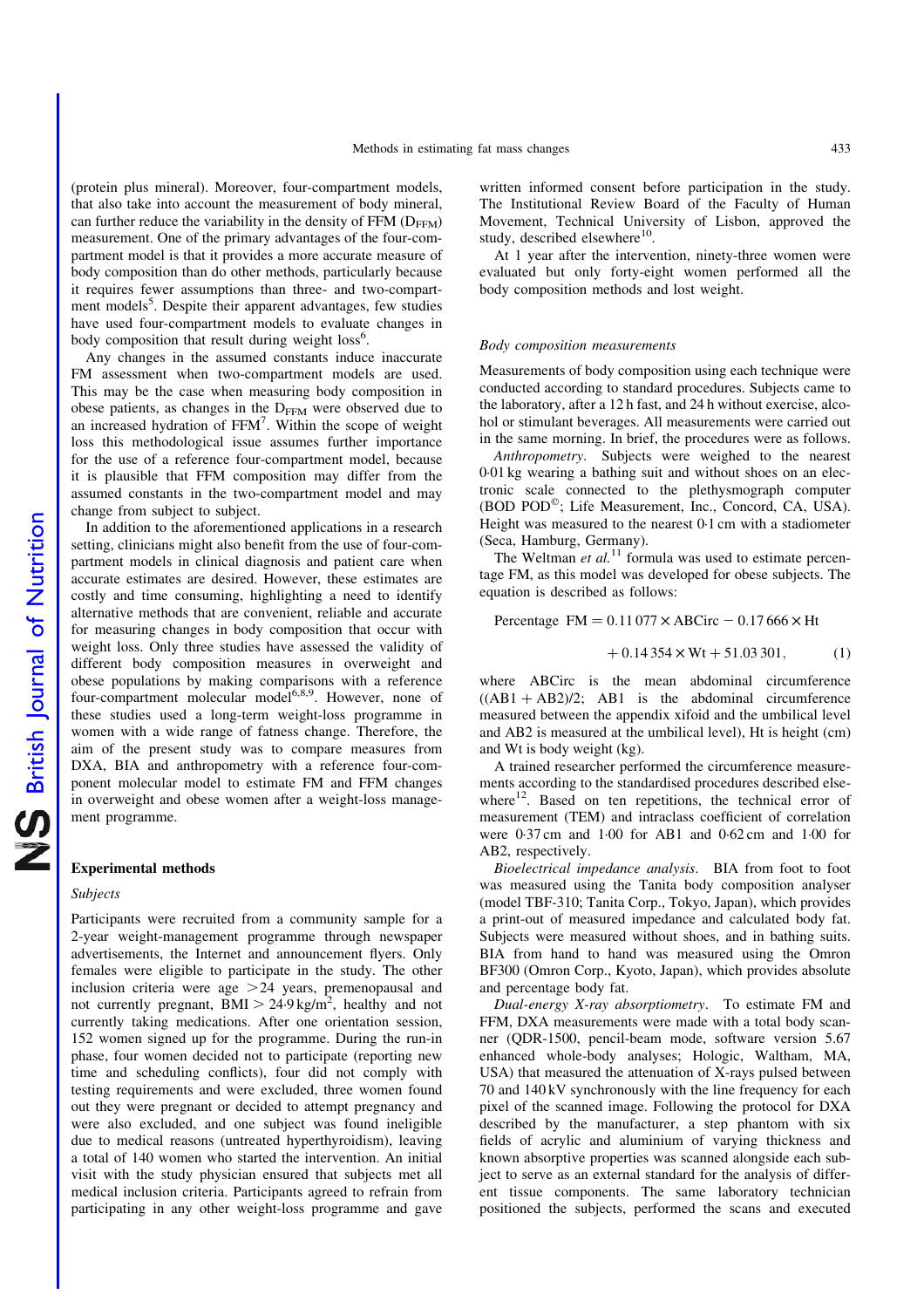(protein plus mineral). Moreover, four-compartment models, that also take into account the measurement of body mineral, can further reduce the variability in the density of FFM ($D_{FFM}$) measurement. One of the primary advantages of the four-compartment model is that it provides a more accurate measure of body composition than do other methods, particularly because it requires fewer assumptions than three- and two-compartment models[5]. Despite their apparent advantages, few studies have used four-compartment models to evaluate changes in body composition that result during weight loss[6].

Any changes in the assumed constants induce inaccurate FM assessment when two-compartment models are used. This may be the case when measuring body composition in obese patients, as changes in the $D_{FFM}$ were observed due to an increased hydration of FFM[7]. Within the scope of weight loss this methodological issue assumes further importance for the use of a reference four-compartment model, because it is plausible that FFM composition may differ from the assumed constants in the two-compartment model and may change from subject to subject.

In addition to the aforementioned applications in a research setting, clinicians might also benefit from the use of four-compartment models in clinical diagnosis and patient care when accurate estimates are desired. However, these estimates are costly and time consuming, highlighting a need to identify alternative methods that are convenient, reliable and accurate for measuring changes in body composition that occur with weight loss. Only three studies have assessed the validity of different body composition measures in overweight and obese populations by making comparisons with a reference four-compartment molecular model[6,8,9]. However, none of these studies used a long-term weight-loss programme in women with a wide range of fatness change. Therefore, the aim of the present study was to compare measures from DXA, BIA and anthropometry with a reference four-component molecular model to estimate FM and FFM changes in overweight and obese women after a weight-loss management programme.

## Experimental methods

### Subjects

Participants were recruited from a community sample for a 2-year weight-management programme through newspaper advertisements, the Internet and announcement flyers. Only females were eligible to participate in the study. The other inclusion criteria were age >24 years, premenopausal and not currently pregnant, BMI > 24·9 kg/m$^2$, healthy and not currently taking medications. After one orientation session, 152 women signed up for the programme. During the run-in phase, four women decided not to participate (reporting new time and scheduling conflicts), four did not comply with testing requirements and were excluded, three women found out they were pregnant or decided to attempt pregnancy and were also excluded, and one subject was found ineligible due to medical reasons (untreated hyperthyroidism), leaving a total of 140 women who started the intervention. An initial visit with the study physician ensured that subjects met all medical inclusion criteria. Participants agreed to refrain from participating in any other weight-loss programme and gave written informed consent before participation in the study. The Institutional Review Board of the Faculty of Human Movement, Technical University of Lisbon, approved the study, described elsewhere[10].

At 1 year after the intervention, ninety-three women were evaluated but only forty-eight women performed all the body composition methods and lost weight.

### Body composition measurements

Measurements of body composition using each technique were conducted according to standard procedures. Subjects came to the laboratory, after a 12 h fast, and 24 h without exercise, alcohol or stimulant beverages. All measurements were carried out in the same morning. In brief, the procedures were as follows.

*Anthropometry*. Subjects were weighed to the nearest 0·01 kg wearing a bathing suit and without shoes on an electronic scale connected to the plethysmograph computer (BOD POD©; Life Measurement, Inc., Concord, CA, USA). Height was measured to the nearest 0·1 cm with a stadiometer (Seca, Hamburg, Germany).

The Weltman *et al.*[11] formula was used to estimate percentage FM, as this model was developed for obese subjects. The equation is described as follows:

$$\text{Percentage FM} = 0.11077 \times \text{ABCirc} - 0.17666 \times \text{Ht} + 0.14354 \times \text{Wt} + 51.03301, \quad (1)$$

where ABCirc is the mean abdominal circumference ((AB1 + AB2)/2; AB1 is the abdominal circumference measured between the appendix xifoid and the umbilical level and AB2 is measured at the umbilical level), Ht is height (cm) and Wt is body weight (kg).

A trained researcher performed the circumference measurements according to the standardised procedures described elsewhere[12]. Based on ten repetitions, the technical error of measurement (TEM) and intraclass coefficient of correlation were 0·37 cm and 1·00 for AB1 and 0·62 cm and 1·00 for AB2, respectively.

*Bioelectrical impedance analysis*. BIA from foot to foot was measured using the Tanita body composition analyser (model TBF-310; Tanita Corp., Tokyo, Japan), which provides a print-out of measured impedance and calculated body fat. Subjects were measured without shoes, and in bathing suits. BIA from hand to hand was measured using the Omron BF300 (Omron Corp., Kyoto, Japan), which provides absolute and percentage body fat.

*Dual-energy X-ray absorptiometry*. To estimate FM and FFM, DXA measurements were made with a total body scanner (QDR-1500, pencil-beam mode, software version 5.67 enhanced whole-body analyses; Hologic, Waltham, MA, USA) that measured the attenuation of X-rays pulsed between 70 and 140 kV synchronously with the line frequency for each pixel of the scanned image. Following the protocol for DXA described by the manufacturer, a step phantom with six fields of acrylic and aluminium of varying thickness and known absorptive properties was scanned alongside each subject to serve as an external standard for the analysis of different tissue components. The same laboratory technician positioned the subjects, performed the scans and executed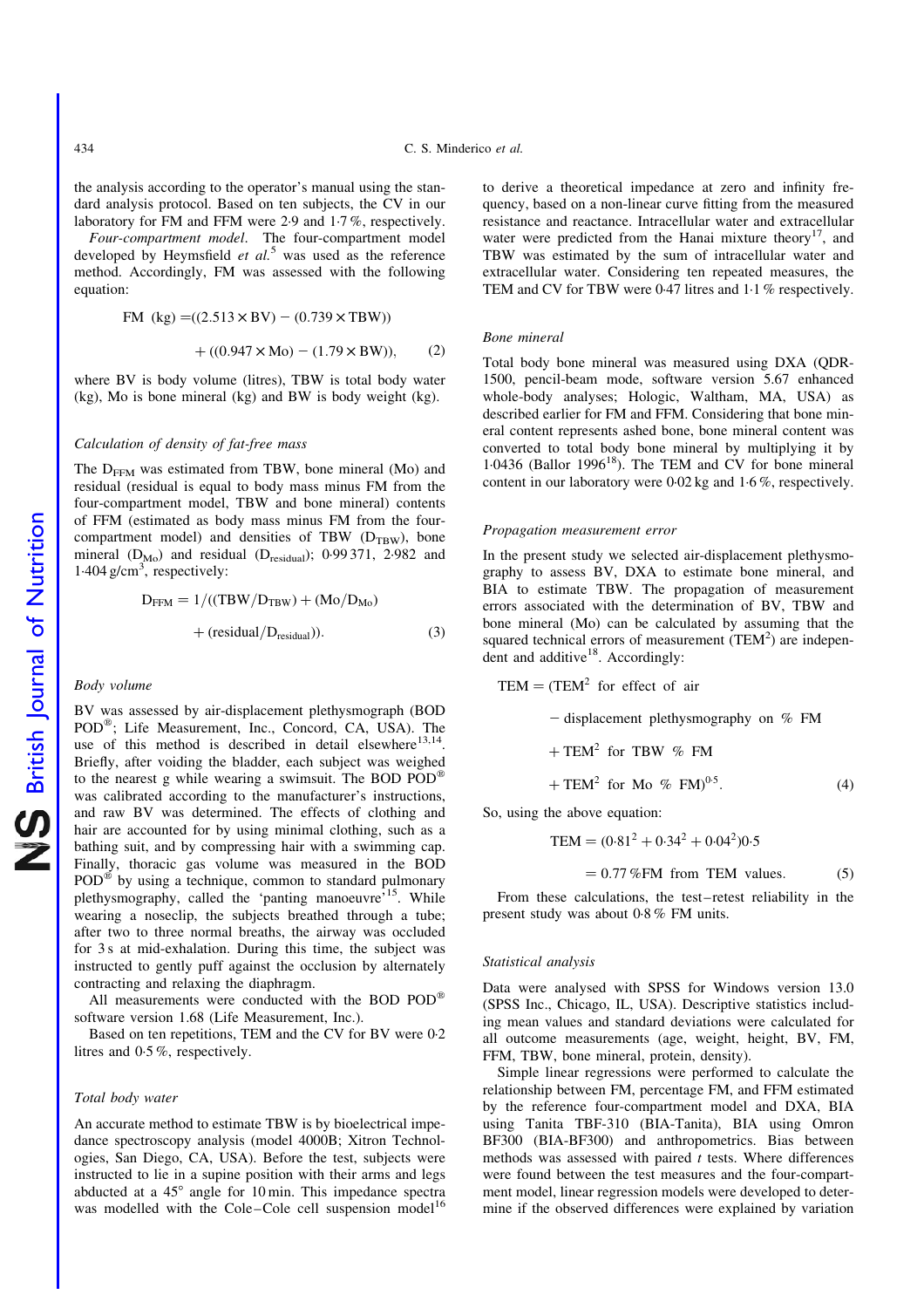the analysis according to the operator's manual using the standard analysis protocol. Based on ten subjects, the CV in our laboratory for FM and FFM were 2·9 and 1·7 %, respectively.

*Four-compartment model*. The four-compartment model developed by Heymsfield *et al.*[5] was used as the reference method. Accordingly, FM was assessed with the following equation:

$$\text{FM (kg)} = ((2.513 \times \text{BV}) - (0.739 \times \text{TBW})) + ((0.947 \times \text{Mo}) - (1.79 \times \text{BW})), \quad (2)$$

where BV is body volume (litres), TBW is total body water (kg), Mo is bone mineral (kg) and BW is body weight (kg).

### Calculation of density of fat-free mass

The $D_{FFM}$ was estimated from TBW, bone mineral (Mo) and residual (residual is equal to body mass minus FM from the four-compartment model, TBW and bone mineral) contents of FFM (estimated as body mass minus FM from the four-compartment model) and densities of TBW ($D_{TBW}$), bone mineral ($D_{Mo}$) and residual ($D_{residual}$); 0·99 371, 2·982 and 1·404 g/cm[3], respectively:

$$D_{FFM} = 1/((\text{TBW}/D_{TBW}) + (\text{Mo}/D_{Mo}) + (\text{residual}/D_{residual})). \quad (3)$$

### Body volume

BV was assessed by air-displacement plethysmograph (BOD POD®; Life Measurement, Inc., Concord, CA, USA). The use of this method is described in detail elsewhere[13,14]. Briefly, after voiding the bladder, each subject was weighed to the nearest g while wearing a swimsuit. The BOD POD® was calibrated according to the manufacturer's instructions, and raw BV was determined. The effects of clothing and hair are accounted for by using minimal clothing, such as a bathing suit, and by compressing hair with a swimming cap. Finally, thoracic gas volume was measured in the BOD POD® by using a technique, common to standard pulmonary plethysmography, called the 'panting manoeuvre'[15]. While wearing a noseclip, the subjects breathed through a tube; after two to three normal breaths, the airway was occluded for 3 s at mid-exhalation. During this time, the subject was instructed to gently puff against the occlusion by alternately contracting and relaxing the diaphragm.

All measurements were conducted with the BOD POD® software version 1.68 (Life Measurement, Inc.).

Based on ten repetitions, TEM and the CV for BV were 0·2 litres and 0·5 %, respectively.

### Total body water

An accurate method to estimate TBW is by bioelectrical impedance spectroscopy analysis (model 4000B; Xitron Technologies, San Diego, CA, USA). Before the test, subjects were instructed to lie in a supine position with their arms and legs abducted at a 45° angle for 10 min. This impedance spectra was modelled with the Cole–Cole cell suspension model[16] to derive a theoretical impedance at zero and infinity frequency, based on a non-linear curve fitting from the measured resistance and reactance. Intracellular water and extracellular water were predicted from the Hanai mixture theory[17], and TBW was estimated by the sum of intracellular water and extracellular water. Considering ten repeated measures, the TEM and CV for TBW were 0·47 litres and 1·1 % respectively.

### Bone mineral

Total body bone mineral was measured using DXA (QDR-1500, pencil-beam mode, software version 5.67 enhanced whole-body analyses; Hologic, Waltham, MA, USA) as described earlier for FM and FFM. Considering that bone mineral content represents ashed bone, bone mineral content was converted to total body bone mineral by multiplying it by 1·0436 (Ballor 1996[18]). The TEM and CV for bone mineral content in our laboratory were 0·02 kg and 1·6 %, respectively.

### Propagation measurement error

In the present study we selected air-displacement plethysmography to assess BV, DXA to estimate bone mineral, and BIA to estimate TBW. The propagation of measurement errors associated with the determination of BV, TBW and bone mineral (Mo) can be calculated by assuming that the squared technical errors of measurement ($\text{TEM}^2$) are independent and additive[18]. Accordingly:

$$\text{TEM} = (\text{TEM}^2 \text{ for effect of air-displacement plethysmography on \% FM} + \text{TEM}^2 \text{ for TBW \% FM} + \text{TEM}^2 \text{ for Mo \% FM})^{0.5}. \quad (4)$$

So, using the above equation:

$$\text{TEM} = (0.81^2 + 0.34^2 + 0.04^2)0.5 = 0.77 \text{ \%FM from TEM values.} \quad (5)$$

From these calculations, the test–retest reliability in the present study was about 0·8 % FM units.

### Statistical analysis

Data were analysed with SPSS for Windows version 13.0 (SPSS Inc., Chicago, IL, USA). Descriptive statistics including mean values and standard deviations were calculated for all outcome measurements (age, weight, height, BV, FM, FFM, TBW, bone mineral, protein, density).

Simple linear regressions were performed to calculate the relationship between FM, percentage FM, and FFM estimated by the reference four-compartment model and DXA, BIA using Tanita TBF-310 (BIA-Tanita), BIA using Omron BF300 (BIA-BF300) and anthropometrics. Bias between methods was assessed with paired *t* tests. Where differences were found between the test measures and the four-compartment model, linear regression models were developed to determine if the observed differences were explained by variation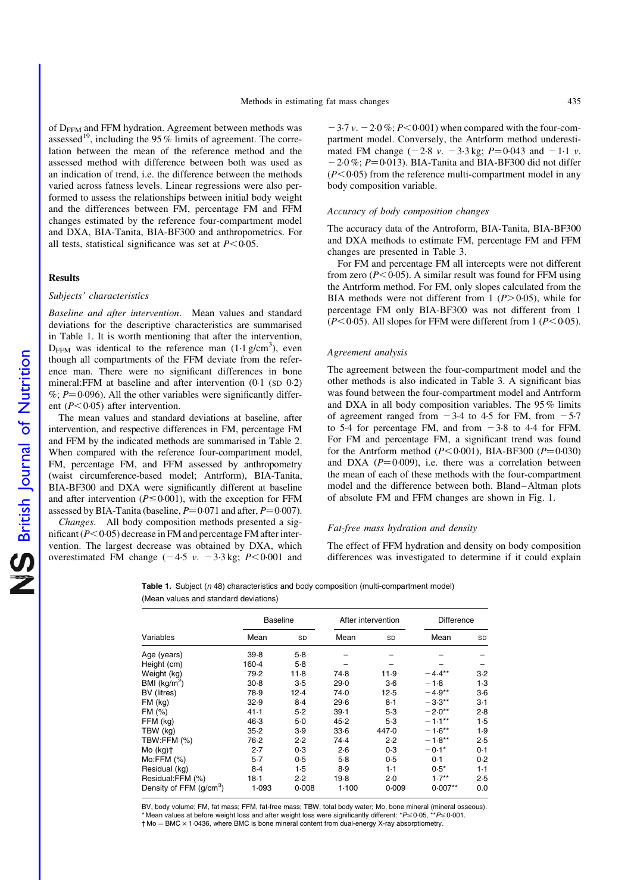of $D_{FFM}$ and FFM hydration. Agreement between methods was assessed[19], including the 95 % limits of agreement. The correlation between the mean of the reference method and the assessed method with difference between both was used as an indication of trend, i.e. the difference between the methods varied across fatness levels. Linear regressions were also performed to assess the relationships between initial body weight and the differences between FM, percentage FM and FFM changes estimated by the reference four-compartment model and DXA, BIA-Tanita, BIA-BF300 and anthropometrics. For all tests, statistical significance was set at $P<0·05$.

## Results

### Subjects' characteristics

*Baseline and after intervention.* Mean values and standard deviations for the descriptive characteristics are summarised in Table 1. It is worth mentioning that after the intervention, $D_{FFM}$ was identical to the reference man (1·1 g/cm$^3$), even though all compartments of the FFM deviate from the reference man. There were no significant differences in bone mineral:FFM at baseline and after intervention (0·1 (SD 0·2) %; $P=0·096$). All the other variables were significantly different ($P<0·05$) after intervention.

The mean values and standard deviations at baseline, after intervention, and respective differences in FM, percentage FM and FFM by the indicated methods are summarised in Table 2. When compared with the reference four-compartment model, FM, percentage FM, and FFM assessed by anthropometry (waist circumference-based model; Antrfrorm), BIA-Tanita, BIA-BF300 and DXA were significantly different at baseline and after intervention ($P\leq0·001$), with the exception for FFM assessed by BIA-Tanita (baseline, $P=0·071$ and after, $P=0·007$).

*Changes.* All body composition methods presented a significant ($P<0·05$) decrease in FM and percentage FM after intervention. The largest decrease was obtained by DXA, which overestimated FM change (−4·5 *v.* −3·3 kg; $P<0·001$ and −3·7 *v.* −2·0 %; $P<0·001$) when compared with the four-compartment model. Conversely, the Antrform method underestimated FM change (−2·8 *v.* −3·3 kg; $P=0·043$ and −1·1 *v.* −2·0 %; $P=0·013$). BIA-Tanita and BIA-BF300 did not differ ($P<0·05$) from the reference multi-compartment model in any body composition variable.

### Accuracy of body composition changes

The accuracy data of the Antroform, BIA-Tanita, BIA-BF300 and DXA methods to estimate FM, percentage FM and FFM changes are presented in Table 3.

For FM and percentage FM all intercepts were not different from zero ($P<0·05$). A similar result was found for FFM using the Antrform method. For FM, only slopes calculated from the BIA methods were not different from 1 ($P>0·05$), while for percentage FM only BIA-BF300 was not different from 1 ($P<0·05$). All slopes for FFM were different from 1 ($P<0·05$).

### Agreement analysis

The agreement between the four-compartment model and the other methods is also indicated in Table 3. A significant bias was found between the four-compartment model and Antrform and DXA in all body composition variables. The 95 % limits of agreement ranged from −3·4 to 4·5 for FM, from −5·7 to 5·4 for percentage FM, and from −3·8 to 4·4 for FFM. For FM and percentage FM, a significant trend was found for the Antrform method ($P<0·001$), BIA-BF300 ($P=0·030$) and DXA ($P=0·009$), i.e. there was a correlation between the mean of each of these methods with the four-compartment model and the difference between both. Bland–Altman plots of absolute FM and FFM changes are shown in Fig. 1.

### Fat-free mass hydration and density

The effect of FFM hydration and density on body composition differences was investigated to determine if it could explain

**Table 1.** Subject (*n* 48) characteristics and body composition (multi-compartment model)
(Mean values and standard deviations)

| | Baseline | | After intervention | | Difference | |
|---|---|---|---|---|---|---|
| Variables | Mean | SD | Mean | SD | Mean | SD |
| Age (years) | 39·8 | 5·8 | – | – | – | – |
| Height (cm) | 160·4 | 5·8 | – | – | – | – |
| Weight (kg) | 79·2 | 11·8 | 74·8 | 11·9 | −4·4** | 3·2 |
| BMI (kg/m$^2$) | 30·8 | 3·5 | 29·0 | 3·6 | −1·8 | 1·3 |
| BV (litres) | 78·9 | 12·4 | 74·0 | 12·5 | −4·9** | 3·6 |
| FM (kg) | 32·9 | 8·4 | 29·6 | 8·1 | −3·3** | 3·1 |
| FM (%) | 41·1 | 5·2 | 39·1 | 5·3 | −2·0** | 2·8 |
| FFM (kg) | 46·3 | 5·0 | 45·2 | 5·3 | −1·1** | 1·5 |
| TBW (kg) | 35·2 | 3·9 | 33·6 | 447·0 | −1·6** | 1·9 |
| TBW:FFM (%) | 76·2 | 2·2 | 74·4 | 2·2 | −1·8** | 2·5 |
| Mo (kg)† | 2·7 | 0·3 | 2·6 | 0·3 | −0·1* | 0·1 |
| Mo:FFM (%) | 5·7 | 0·5 | 5·8 | 0·5 | 0·1 | 0·2 |
| Residual (kg) | 8·4 | 1·5 | 8·9 | 1·1 | 0·5* | 1·1 |
| Residual:FFM (%) | 18·1 | 2·2 | 19·8 | 2·0 | 1·7** | 2·5 |
| Density of FFM (g/cm$^3$) | 1·093 | 0·008 | 1·100 | 0·009 | 0·007** | 0·0 |

BV, body volume; FM, fat mass; FFM, fat-free mass; TBW, total body water; Mo, bone mineral (mineral osseous).
* Mean values at before weight loss and after weight loss were significantly different: *$P\leq0·05$, **$P\leq0·001$.
† Mo = BMC × 1·0436, where BMC is bone mineral content from dual-energy X-ray absorptiometry.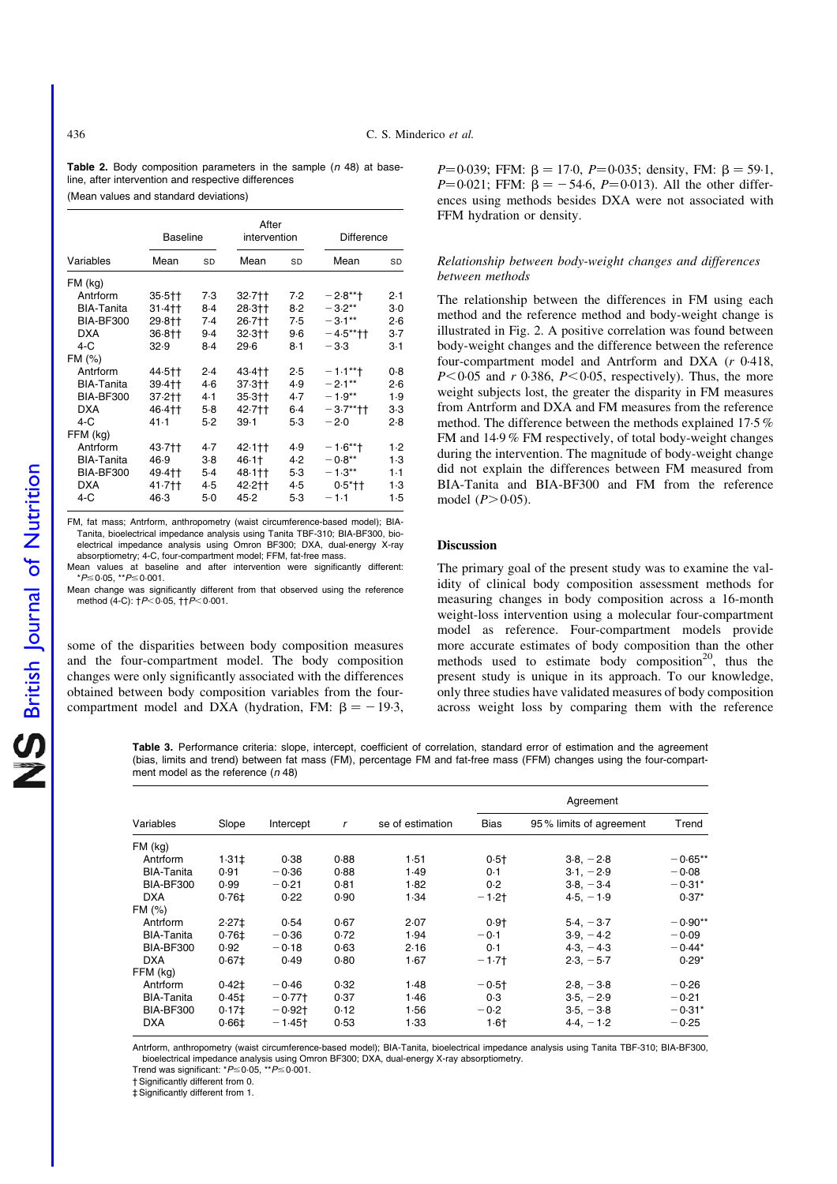**Table 2.** Body composition parameters in the sample (n 48) at baseline, after intervention and respective differences

(Mean values and standard deviations)

| | Baseline | | After intervention | | Difference | |
|---|---|---|---|---|---|---|
| Variables | Mean | SD | Mean | SD | Mean | SD |
| FM (kg) | | | | | | |
| Antrform | 35·5†† | 7·3 | 32·7†† | 7·2 | −2·8**† | 2·1 |
| BIA-Tanita | 31·4†† | 8·4 | 28·3†† | 8·2 | −3·2** | 3·0 |
| BIA-BF300 | 29·8†† | 7·4 | 26·7†† | 7·5 | −3·1** | 2·6 |
| DXA | 36·8†† | 9·4 | 32·3†† | 9·6 | −4·5**†† | 3·7 |
| 4-C | 32·9 | 8·4 | 29·6 | 8·1 | −3·3 | 3·1 |
| FM (%) | | | | | | |
| Antrform | 44·5†† | 2·4 | 43·4†† | 2·5 | −1·1**† | 0·8 |
| BIA-Tanita | 39·4†† | 4·6 | 37·3†† | 4·9 | −2·1** | 2·6 |
| BIA-BF300 | 37·2†† | 4·1 | 35·3†† | 4·7 | −1·9** | 1·9 |
| DXA | 46·4†† | 5·8 | 42·7†† | 6·4 | −3·7**†† | 3·3 |
| 4-C | 41·1 | 5·2 | 39·1 | 5·3 | −2·0 | 2·8 |
| FFM (kg) | | | | | | |
| Antrform | 43·7†† | 4·7 | 42·1†† | 4·9 | −1·6**† | 1·2 |
| BIA-Tanita | 46·9 | 3·8 | 46·1† | 4·2 | −0·8** | 1·3 |
| BIA-BF300 | 49·4†† | 5·4 | 48·1†† | 5·3 | −1·3** | 1·1 |
| DXA | 41·7†† | 4·5 | 42·2†† | 4·5 | 0·5*†† | 1·3 |
| 4-C | 46·3 | 5·0 | 45·2 | 5·3 | −1·1 | 1·5 |

FM, fat mass; Antrform, anthropometry (waist circumference-based model); BIA-Tanita, bioelectrical impedance analysis using Tanita TBF-310; BIA-BF300, bioelectrical impedance analysis using Omron BF300; DXA, dual-energy X-ray absorptiometry; 4-C, four-compartment model; FFM, fat-free mass.
Mean values at baseline and after intervention were significantly different: $*P \leq 0.05$, $**P \leq 0.001$.
Mean change was significantly different from that observed using the reference method (4-C): $\dagger P < 0.05$, $\dagger\dagger P < 0.001$.

some of the disparities between body composition measures and the four-compartment model. The body composition changes were only significantly associated with the differences obtained between body composition variables from the four-compartment model and DXA (hydration, FM: $\beta = -19.3$, $P = 0.039$; FFM: $\beta = 17.0$, $P = 0.035$; density, FM: $\beta = 59.1$, $P = 0.021$; FFM: $\beta = -54.6$, $P = 0.013$). All the other differences using methods besides DXA were not associated with FFM hydration or density.

### *Relationship between body-weight changes and differences between methods*

The relationship between the differences in FM using each method and the reference method and body-weight change is illustrated in Fig. 2. A positive correlation was found between body-weight changes and the difference between the reference four-compartment model and Antrform and DXA ($r$ 0·418, $P < 0.05$ and $r$ 0·386, $P < 0.05$, respectively). Thus, the more weight subjects lost, the greater the disparity in FM measures from Antrform and DXA and FM measures from the reference method. The difference between the methods explained 17·5 % FM and 14·9 % FM respectively, of total body-weight changes during the intervention. The magnitude of body-weight change did not explain the differences between FM measured from BIA-Tanita and BIA-BF300 and FM from the reference model ($P > 0.05$).

## Discussion

The primary goal of the present study was to examine the validity of clinical body composition assessment methods for measuring changes in body composition across a 16-month weight-loss intervention using a molecular four-compartment model as reference. Four-compartment models provide more accurate estimates of body composition than the other methods used to estimate body composition[20], thus the present study is unique in its approach. To our knowledge, only three studies have validated measures of body composition across weight loss by comparing them with the reference

**Table 3.** Performance criteria: slope, intercept, coefficient of correlation, standard error of estimation and the agreement (bias, limits and trend) between fat mass (FM), percentage FM and fat-free mass (FFM) changes using the four-compartment model as the reference (n 48)

| | | | | | Agreement | | |
|---|---|---|---|---|---|---|---|
| Variables | Slope | Intercept | r | SE of estimation | Bias | 95 % limits of agreement | Trend |
| FM (kg) | | | | | | | |
| Antrform | 1·31‡ | 0·38 | 0·88 | 1·51 | 0·5† | 3·8, −2·8 | −0·65** |
| BIA-Tanita | 0·91 | −0·36 | 0·88 | 1·49 | 0·1 | 3·1, −2·9 | −0·08 |
| BIA-BF300 | 0·99 | −0·21 | 0·81 | 1·82 | 0·2 | 3·8, −3·4 | −0·31* |
| DXA | 0·76‡ | 0·22 | 0·90 | 1·34 | −1·2† | 4·5, −1·9 | 0·37* |
| FM (%) | | | | | | | |
| Antrform | 2·27‡ | 0·54 | 0·67 | 2·07 | 0·9† | 5·4, −3·7 | −0·90** |
| BIA-Tanita | 0·76‡ | −0·36 | 0·72 | 1·94 | −0·1 | 3·9, −4·2 | −0·09 |
| BIA-BF300 | 0·92 | −0·18 | 0·63 | 2·16 | 0·1 | 4·3, −4·3 | −0·44* |
| DXA | 0·67‡ | 0·49 | 0·80 | 1·67 | −1·7† | 2·3, −5·7 | 0·29* |
| FFM (kg) | | | | | | | |
| Antrform | 0·42‡ | −0·46 | 0·32 | 1·48 | −0·5† | 2·8, −3·8 | −0·26 |
| BIA-Tanita | 0·45‡ | −0·77† | 0·37 | 1·46 | 0·3 | 3·5, −2·9 | −0·21 |
| BIA-BF300 | 0·17‡ | −0·92† | 0·12 | 1·56 | −0·2 | 3·5, −3·8 | −0·31* |
| DXA | 0·66‡ | −1·45† | 0·53 | 1·33 | 1·6† | 4·4, −1·2 | −0·25 |

Antrform, anthropometry (waist circumference-based model); BIA-Tanita, bioelectrical impedance analysis using Tanita TBF-310; BIA-BF300, bioelectrical impedance analysis using Omron BF300; DXA, dual-energy X-ray absorptiometry.
Trend was significant: $*P \leq 0.05$, $**P \leq 0.001$.
† Significantly different from 0.
‡ Significantly different from 1.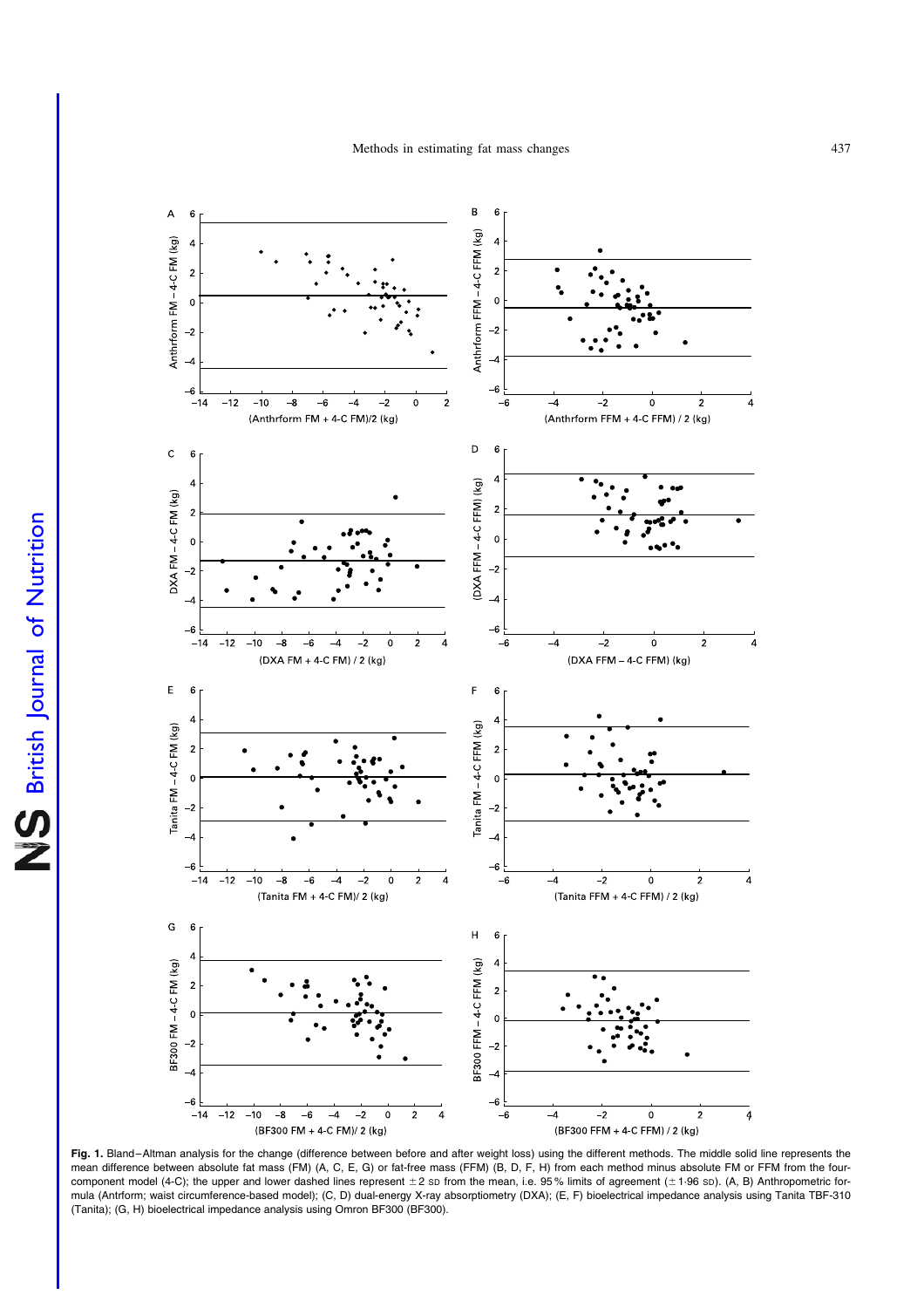A

Anthrform FM − 4-C FM (kg)

6
4
2
0
−2
−4
−6

−14 −12 −10 −8 −6 −4 −2 0 2

(Anthrform FM + 4-C FM)/2 (kg)

B

Anthrform FFM − 4-C FFM (kg)

6
4
2
0
−2
−4
−6

−6 −4 −2 0 2 4

(Anthrform FFM + 4-C FFM) / 2 (kg)

C

DXA FM − 4-C FM (kg)

6
4
2
0
−2
−4
−6

−14 −12 −10 −8 −6 −4 −2 0 2 4

(DXA FM + 4-C FM) / 2 (kg)

D

(DXA FFM − 4-C FFM) (kg)

6
4
2
0
−2
−4
−6

−6 −4 −2 0 2 4

(DXA FFM − 4-C FFM) (kg)

E

Tanita FM − 4-C FM (kg)

6
4
2
0
−2
−4
−6

−14 −12 −10 −8 −6 −4 −2 0 2 4

(Tanita FM + 4-C FM)/ 2 (kg)

F

Tanita FM − 4-C FFM (kg)

6
4
2
0
−2
−4
−6

−6 −4 −2 0 2 4

(Tanita FFM + 4-C FFM) / 2 (kg)

G

BF300 FM − 4-C FM (kg)

6
4
2
0
−2
−4
−6

−14 −12 −10 −8 −6 −4 −2 0 2 4

(BF300 FM + 4-C FM)/ 2 (kg)

H

BF300 FFM − 4-C FFM (kg)

6
4
2
0
−2
−4
−6

−6 −4 −2 0 2 4

(BF300 FFM + 4-C FFM) / 2 (kg)

**Fig. 1.** Bland–Altman analysis for the change (difference between before and after weight loss) using the different methods. The middle solid line represents the mean difference between absolute fat mass (FM) (A, C, E, G) or fat-free mass (FFM) (B, D, F, H) from each method minus absolute FM or FFM from the four-component model (4-C); the upper and lower dashed lines represent ±2 SD from the mean, i.e. 95 % limits of agreement (±1·96 SD). (A, B) Anthropometric formula (Antrform; waist circumference-based model); (C, D) dual-energy X-ray absorptiometry (DXA); (E, F) bioelectrical impedance analysis using Tanita TBF-310 (Tanita); (G, H) bioelectrical impedance analysis using Omron BF300 (BF300).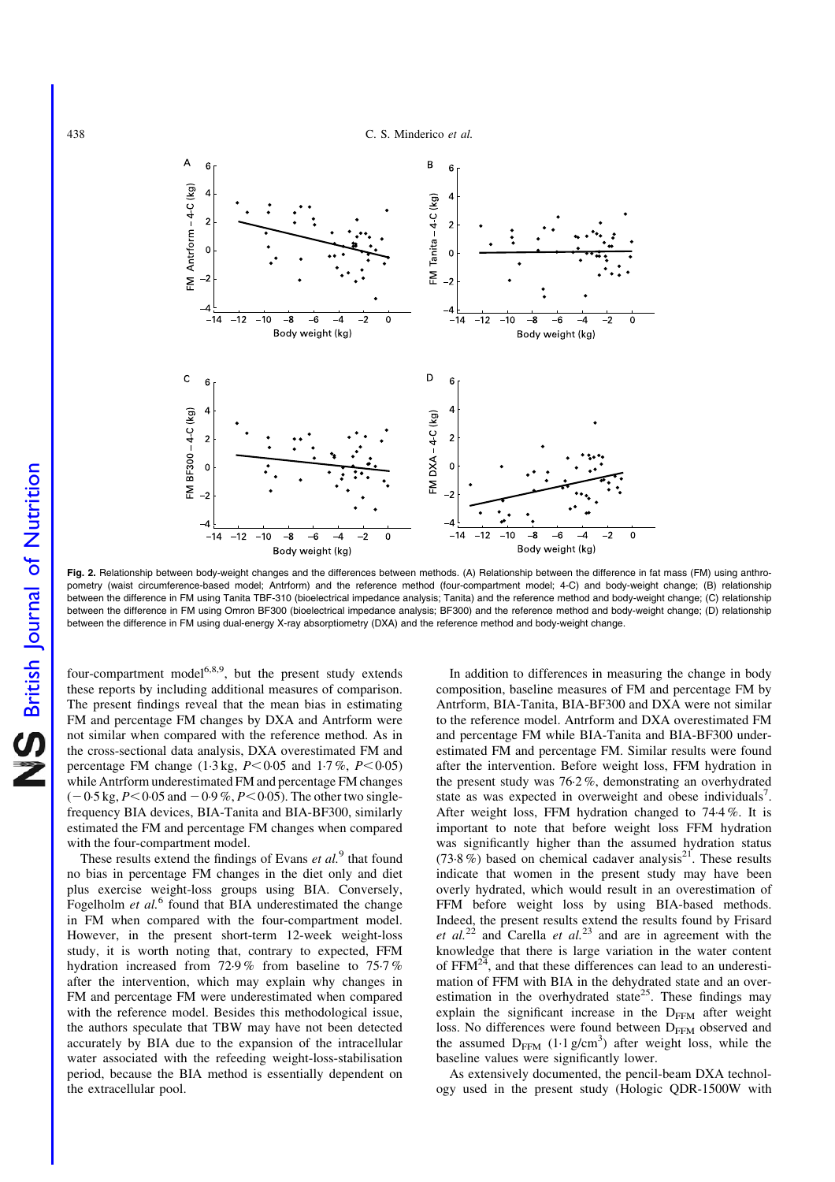A

FM Antrform – 4-C (kg)

6
4
2
0
−2
−4

−14 −12 −10 −8 −6 −4 −2 0

Body weight (kg)

B

FM Tanita – 4-C (kg)

6
4
2
0
−2
−4

−14 −12 −10 −8 −6 −4 −2 0

Body weight (kg)

C

FM BF300 – 4-C (kg)

6
4
2
0
−2
−4

−14 −12 −10 −8 −6 −4 −2 0

Body weight (kg)

D

FM DXA – 4-C (kg)

6
4
2
0
−2
−4

−14 −12 −10 −8 −6 −4 −2 0

Body weight (kg)

**Fig. 2.** Relationship between body-weight changes and the differences between methods. (A) Relationship between the difference in fat mass (FM) using anthropometry (waist circumference-based model; Antrform) and the reference method (four-compartment model; 4-C) and body-weight change; (B) relationship between the difference in FM using Tanita TBF-310 (bioelectrical impedance analysis; Tanita) and the reference method and body-weight change; (C) relationship between the difference in FM using Omron BF300 (bioelectrical impedance analysis; BF300) and the reference method and body-weight change; (D) relationship between the difference in FM using dual-energy X-ray absorptiometry (DXA) and the reference method and body-weight change.

four-compartment model[6,8,9], but the present study extends these reports by including additional measures of comparison. The present findings reveal that the mean bias in estimating FM and percentage FM changes by DXA and Antrform were not similar when compared with the reference method. As in the cross-sectional data analysis, DXA overestimated FM and percentage FM change (1·3 kg, $P<0·05$ and 1·7 %, $P<0·05$) while Antrform underestimated FM and percentage FM changes ($-0·5$ kg, $P<0·05$ and $-0·9$ %, $P<0·05$). The other two single-frequency BIA devices, BIA-Tanita and BIA-BF300, similarly estimated the FM and percentage FM changes when compared with the four-compartment model.

These results extend the findings of Evans *et al.*[9] that found no bias in percentage FM changes in the diet only and diet plus exercise weight-loss groups using BIA. Conversely, Fogelholm *et al.*[6] found that BIA underestimated the change in FM when compared with the four-compartment model. However, in the present short-term 12-week weight-loss study, it is worth noting that, contrary to expected, FFM hydration increased from 72·9 % from baseline to 75·7 % after the intervention, which may explain why changes in FM and percentage FM were underestimated when compared with the reference model. Besides this methodological issue, the authors speculate that TBW may have not been detected accurately by BIA due to the expansion of the intracellular water associated with the refeeding weight-loss-stabilisation period, because the BIA method is essentially dependent on the extracellular pool.

In addition to differences in measuring the change in body composition, baseline measures of FM and percentage FM by Antrform, BIA-Tanita, BIA-BF300 and DXA were not similar to the reference model. Antrform and DXA overestimated FM and percentage FM while BIA-Tanita and BIA-BF300 underestimated FM and percentage FM. Similar results were found after the intervention. Before weight loss, FFM hydration in the present study was 76·2 %, demonstrating an overhydrated state as was expected in overweight and obese individuals[7]. After weight loss, FFM hydration changed to 74·4 %. It is important to note that before weight loss FFM hydration was significantly higher than the assumed hydration status (73·8 %) based on chemical cadaver analysis[21]. These results indicate that women in the present study may have been overly hydrated, which would result in an overestimation of FFM before weight loss by using BIA-based methods. Indeed, the present results extend the results found by Frisard *et al.*[22] and Carella *et al.*[23] and are in agreement with the knowledge that there is large variation in the water content of FFM[24], and that these differences can lead to an underestimation of FFM with BIA in the dehydrated state and an overestimation in the overhydrated state[25]. These findings may explain the significant increase in the $D_{FFM}$ after weight loss. No differences were found between $D_{FFM}$ observed and the assumed $D_{FFM}$ (1·1 g/cm$^3$) after weight loss, while the baseline values were significantly lower.

As extensively documented, the pencil-beam DXA technology used in the present study (Hologic QDR-1500W with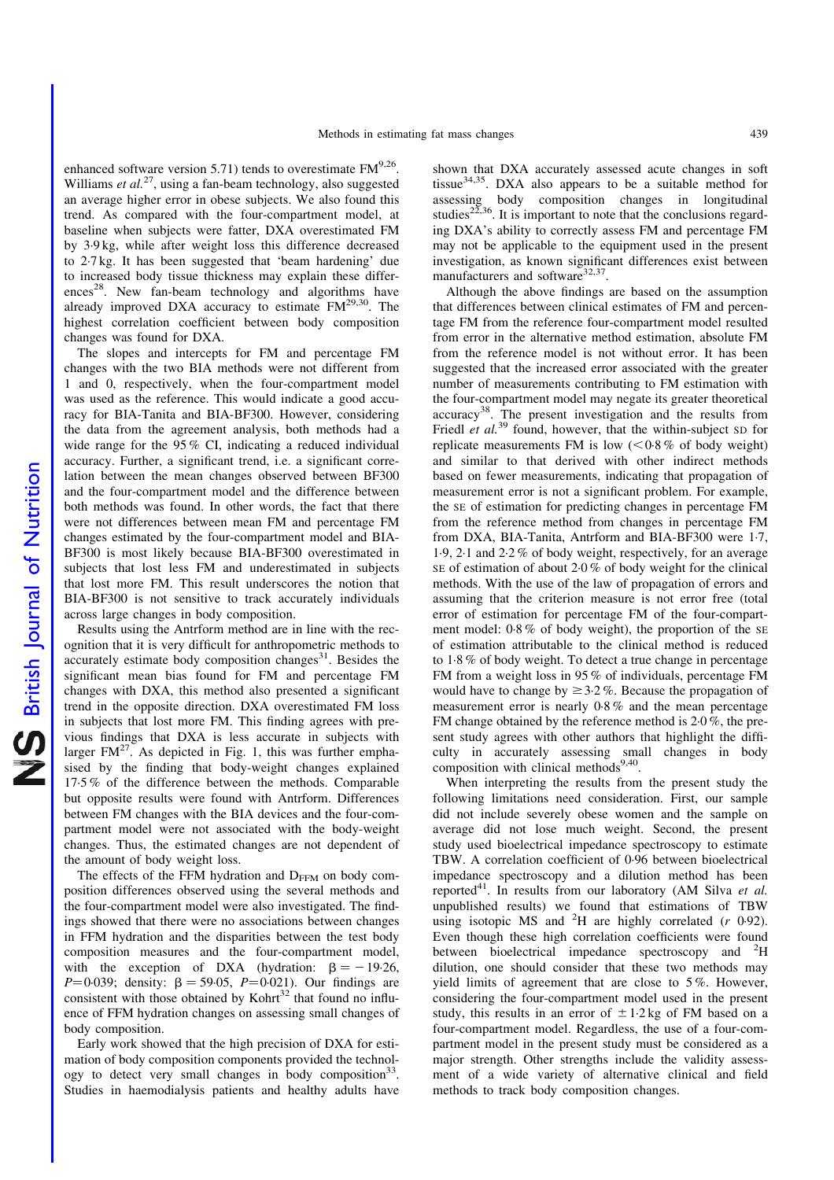enhanced software version 5.71) tends to overestimate FM[9,26]. Williams *et al.*[27], using a fan-beam technology, also suggested an average higher error in obese subjects. We also found this trend. As compared with the four-compartment model, at baseline when subjects were fatter, DXA overestimated FM by 3·9 kg, while after weight loss this difference decreased to 2·7 kg. It has been suggested that 'beam hardening' due to increased body tissue thickness may explain these differences[28]. New fan-beam technology and algorithms have already improved DXA accuracy to estimate FM[29,30]. The highest correlation coefficient between body composition changes was found for DXA.

The slopes and intercepts for FM and percentage FM changes with the two BIA methods were not different from 1 and 0, respectively, when the four-compartment model was used as the reference. This would indicate a good accuracy for BIA-Tanita and BIA-BF300. However, considering the data from the agreement analysis, both methods had a wide range for the 95 % CI, indicating a reduced individual accuracy. Further, a significant trend, i.e. a significant correlation between the mean changes observed between BF300 and the four-compartment model and the difference between both methods was found. In other words, the fact that there were not differences between mean FM and percentage FM changes estimated by the four-compartment model and BIA-BF300 is most likely because BIA-BF300 overestimated in subjects that lost less FM and underestimated in subjects that lost more FM. This result underscores the notion that BIA-BF300 is not sensitive to track accurately individuals across large changes in body composition.

Results using the Antrform method are in line with the recognition that it is very difficult for anthropometric methods to accurately estimate body composition changes[31]. Besides the significant mean bias found for FM and percentage FM changes with DXA, this method also presented a significant trend in the opposite direction. DXA overestimated FM loss in subjects that lost more FM. This finding agrees with previous findings that DXA is less accurate in subjects with larger FM[27]. As depicted in Fig. 1, this was further emphasised by the finding that body-weight changes explained 17·5 % of the difference between the methods. Comparable but opposite results were found with Antrform. Differences between FM changes with the BIA devices and the four-compartment model were not associated with the body-weight changes. Thus, the estimated changes are not dependent of the amount of body weight loss.

The effects of the FFM hydration and $D_{FFM}$ on body composition differences observed using the several methods and the four-compartment model were also investigated. The findings showed that there were no associations between changes in FFM hydration and the disparities between the test body composition measures and the four-compartment model, with the exception of DXA (hydration: $\beta = -19{\cdot}26$, $P=0{\cdot}039$; density: $\beta = 59{\cdot}05$, $P=0{\cdot}021$). Our findings are consistent with those obtained by Kohrt[32] that found no influence of FFM hydration changes on assessing small changes of body composition.

Early work showed that the high precision of DXA for estimation of body composition components provided the technology to detect very small changes in body composition[33]. Studies in haemodialysis patients and healthy adults have shown that DXA accurately assessed acute changes in soft tissue[34,35]. DXA also appears to be a suitable method for assessing body composition changes in longitudinal studies[22,36]. It is important to note that the conclusions regarding DXA's ability to correctly assess FM and percentage FM may not be applicable to the equipment used in the present investigation, as known significant differences exist between manufacturers and software[32,37].

Although the above findings are based on the assumption that differences between clinical estimates of FM and percentage FM from the reference four-compartment model resulted from error in the alternative method estimation, absolute FM from the reference model is not without error. It has been suggested that the increased error associated with the greater number of measurements contributing to FM estimation with the four-compartment model may negate its greater theoretical accuracy[38]. The present investigation and the results from Friedl *et al.*[39] found, however, that the within-subject SD for replicate measurements FM is low (<0·8 % of body weight) and similar to that derived with other indirect methods based on fewer measurements, indicating that propagation of measurement error is not a significant problem. For example, the SE of estimation for predicting changes in percentage FM from the reference method from changes in percentage FM from DXA, BIA-Tanita, Antrform and BIA-BF300 were 1·7, 1·9, 2·1 and 2·2 % of body weight, respectively, for an average SE of estimation of about 2·0 % of body weight for the clinical methods. With the use of the law of propagation of errors and assuming that the criterion measure is not error free (total error of estimation for percentage FM of the four-compartment model: 0·8 % of body weight), the proportion of the SE of estimation attributable to the clinical method is reduced to 1·8 % of body weight. To detect a true change in percentage FM from a weight loss in 95 % of individuals, percentage FM would have to change by ≥3·2 %. Because the propagation of measurement error is nearly 0·8 % and the mean percentage FM change obtained by the reference method is 2·0 %, the present study agrees with other authors that highlight the difficulty in accurately assessing small changes in body composition with clinical methods[9,40].

When interpreting the results from the present study the following limitations need consideration. First, our sample did not include severely obese women and the sample on average did not lose much weight. Second, the present study used bioelectrical impedance spectroscopy to estimate TBW. A correlation coefficient of 0·96 between bioelectrical impedance spectroscopy and a dilution method has been reported[41]. In results from our laboratory (AM Silva *et al.* unpublished results) we found that estimations of TBW using isotopic MS and $^{2}H$ are highly correlated (*r* 0·92). Even though these high correlation coefficients were found between bioelectrical impedance spectroscopy and $^{2}H$ dilution, one should consider that these two methods may yield limits of agreement that are close to 5 %. However, considering the four-compartment model used in the present study, this results in an error of ±1·2 kg of FM based on a four-compartment model. Regardless, the use of a four-compartment model in the present study must be considered as a major strength. Other strengths include the validity assessment of a wide variety of alternative clinical and field methods to track body composition changes.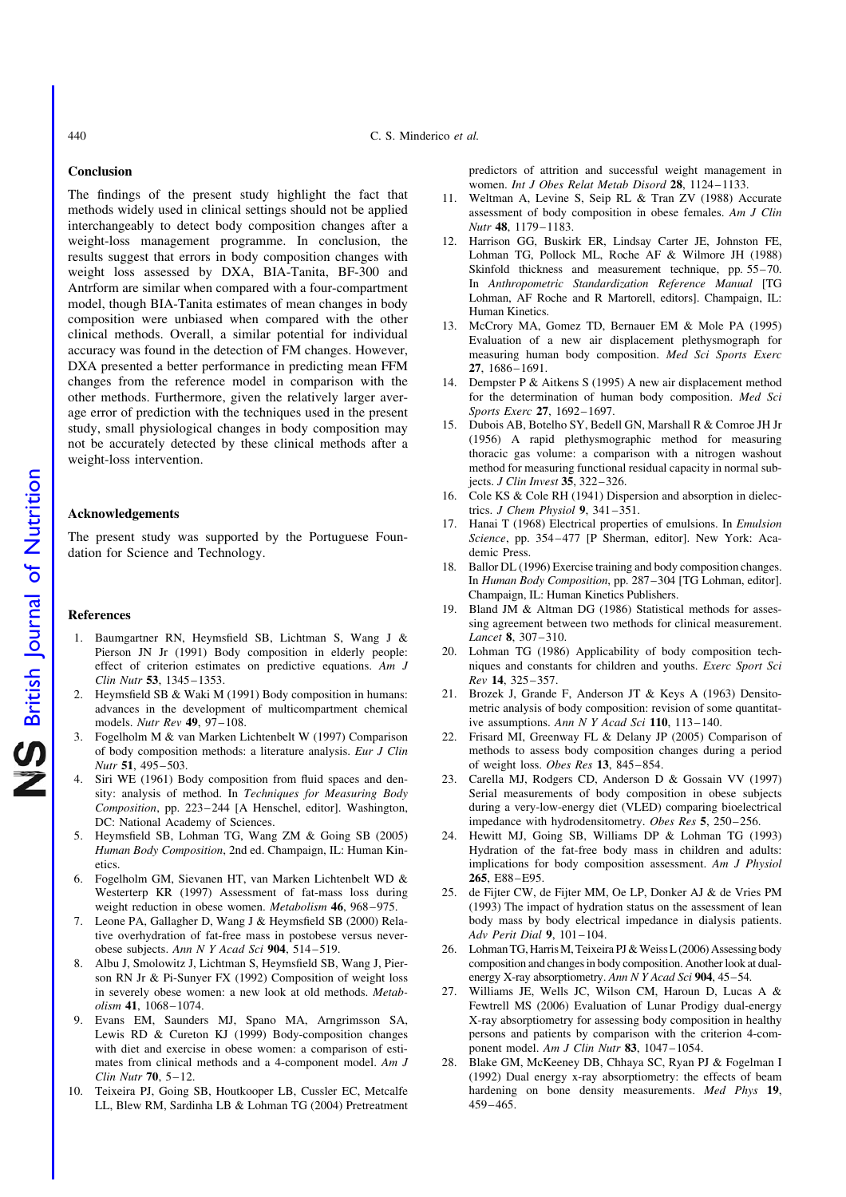## Conclusion

The findings of the present study highlight the fact that methods widely used in clinical settings should not be applied interchangeably to detect body composition changes after a weight-loss management programme. In conclusion, the results suggest that errors in body composition changes with weight loss assessed by DXA, BIA-Tanita, BF-300 and Antrform are similar when compared with a four-compartment model, though BIA-Tanita estimates of mean changes in body composition were unbiased when compared with the other clinical methods. Overall, a similar potential for individual accuracy was found in the detection of FM changes. However, DXA presented a better performance in predicting mean FFM changes from the reference model in comparison with the other methods. Furthermore, given the relatively larger average error of prediction with the techniques used in the present study, small physiological changes in body composition may not be accurately detected by these clinical methods after a weight-loss intervention.

## Acknowledgements

The present study was supported by the Portuguese Foundation for Science and Technology.

## References

1. Baumgartner RN, Heymsfield SB, Lichtman S, Wang J & Pierson JN Jr (1991) Body composition in elderly people: effect of criterion estimates on predictive equations. *Am J Clin Nutr* **53**, 1345–1353.
2. Heymsfield SB & Waki M (1991) Body composition in humans: advances in the development of multicompartment chemical models. *Nutr Rev* **49**, 97–108.
3. Fogelholm M & van Marken Lichtenbelt W (1997) Comparison of body composition methods: a literature analysis. *Eur J Clin Nutr* **51**, 495–503.
4. Siri WE (1961) Body composition from fluid spaces and density: analysis of method. In *Techniques for Measuring Body Composition*, pp. 223–244 [A Henschel, editor]. Washington, DC: National Academy of Sciences.
5. Heymsfield SB, Lohman TG, Wang ZM & Going SB (2005) *Human Body Composition*, 2nd ed. Champaign, IL: Human Kinetics.
6. Fogelholm GM, Sievanen HT, van Marken Lichtenbelt WD & Westerterp KR (1997) Assessment of fat-mass loss during weight reduction in obese women. *Metabolism* **46**, 968–975.
7. Leone PA, Gallagher D, Wang J & Heymsfield SB (2000) Relative overhydration of fat-free mass in postobese versus never-obese subjects. *Ann N Y Acad Sci* **904**, 514–519.
8. Albu J, Smolowitz J, Lichtman S, Heymsfield SB, Wang J, Pierson RN Jr & Pi-Sunyer FX (1992) Composition of weight loss in severely obese women: a new look at old methods. *Metabolism* **41**, 1068–1074.
9. Evans EM, Saunders MJ, Spano MA, Arngrimsson SA, Lewis RD & Cureton KJ (1999) Body-composition changes with diet and exercise in obese women: a comparison of estimates from clinical methods and a 4-component model. *Am J Clin Nutr* **70**, 5–12.
10. Teixeira PJ, Going SB, Houtkooper LB, Cussler EC, Metcalfe LL, Blew RM, Sardinha LB & Lohman TG (2004) Pretreatment predictors of attrition and successful weight management in women. *Int J Obes Relat Metab Disord* **28**, 1124–1133.
11. Weltman A, Levine S, Seip RL & Tran ZV (1988) Accurate assessment of body composition in obese females. *Am J Clin Nutr* **48**, 1179–1183.
12. Harrison GG, Buskirk ER, Lindsay Carter JE, Johnston FE, Lohman TG, Pollock ML, Roche AF & Wilmore JH (1988) Skinfold thickness and measurement technique, pp. 55–70. In *Anthropometric Standardization Reference Manual* [TG Lohman, AF Roche and R Martorell, editors]. Champaign, IL: Human Kinetics.
13. McCrory MA, Gomez TD, Bernauer EM & Mole PA (1995) Evaluation of a new air displacement plethysmograph for measuring human body composition. *Med Sci Sports Exerc* **27**, 1686–1691.
14. Dempster P & Aitkens S (1995) A new air displacement method for the determination of human body composition. *Med Sci Sports Exerc* **27**, 1692–1697.
15. Dubois AB, Botelho SY, Bedell GN, Marshall R & Comroe JH Jr (1956) A rapid plethysmographic method for measuring thoracic gas volume: a comparison with a nitrogen washout method for measuring functional residual capacity in normal subjects. *J Clin Invest* **35**, 322–326.
16. Cole KS & Cole RH (1941) Dispersion and absorption in dielectrics. *J Chem Physiol* **9**, 341–351.
17. Hanai T (1968) Electrical properties of emulsions. In *Emulsion Science*, pp. 354–477 [P Sherman, editor]. New York: Academic Press.
18. Ballor DL (1996) Exercise training and body composition changes. In *Human Body Composition*, pp. 287–304 [TG Lohman, editor]. Champaign, IL: Human Kinetics Publishers.
19. Bland JM & Altman DG (1986) Statistical methods for assessing agreement between two methods for clinical measurement. *Lancet* **8**, 307–310.
20. Lohman TG (1986) Applicability of body composition techniques and constants for children and youths. *Exerc Sport Sci Rev* **14**, 325–357.
21. Brozek J, Grande F, Anderson JT & Keys A (1963) Densitometric analysis of body composition: revision of some quantitative assumptions. *Ann N Y Acad Sci* **110**, 113–140.
22. Frisard MI, Greenway FL & Delany JP (2005) Comparison of methods to assess body composition changes during a period of weight loss. *Obes Res* **13**, 845–854.
23. Carella MJ, Rodgers CD, Anderson D & Gossain VV (1997) Serial measurements of body composition in obese subjects during a very-low-energy diet (VLED) comparing bioelectrical impedance with hydrodensitometry. *Obes Res* **5**, 250–256.
24. Hewitt MJ, Going SB, Williams DP & Lohman TG (1993) Hydration of the fat-free body mass in children and adults: implications for body composition assessment. *Am J Physiol* **265**, E88–E95.
25. de Fijter CW, de Fijter MM, Oe LP, Donker AJ & de Vries PM (1993) The impact of hydration status on the assessment of lean body mass by body electrical impedance in dialysis patients. *Adv Perit Dial* **9**, 101–104.
26. Lohman TG, Harris M, Teixeira PJ & Weiss L (2006) Assessing body composition and changes in body composition. Another look at dual-energy X-ray absorptiometry. *Ann N Y Acad Sci* **904**, 45–54.
27. Williams JE, Wells JC, Wilson CM, Haroun D, Lucas A & Fewtrell MS (2006) Evaluation of Lunar Prodigy dual-energy X-ray absorptiometry for assessing body composition in healthy persons and patients by comparison with the criterion 4-component model. *Am J Clin Nutr* **83**, 1047–1054.
28. Blake GM, McKeeney DB, Chhaya SC, Ryan PJ & Fogelman I (1992) Dual energy x-ray absorptiometry: the effects of beam hardening on bone density measurements. *Med Phys* **19**, 459–465.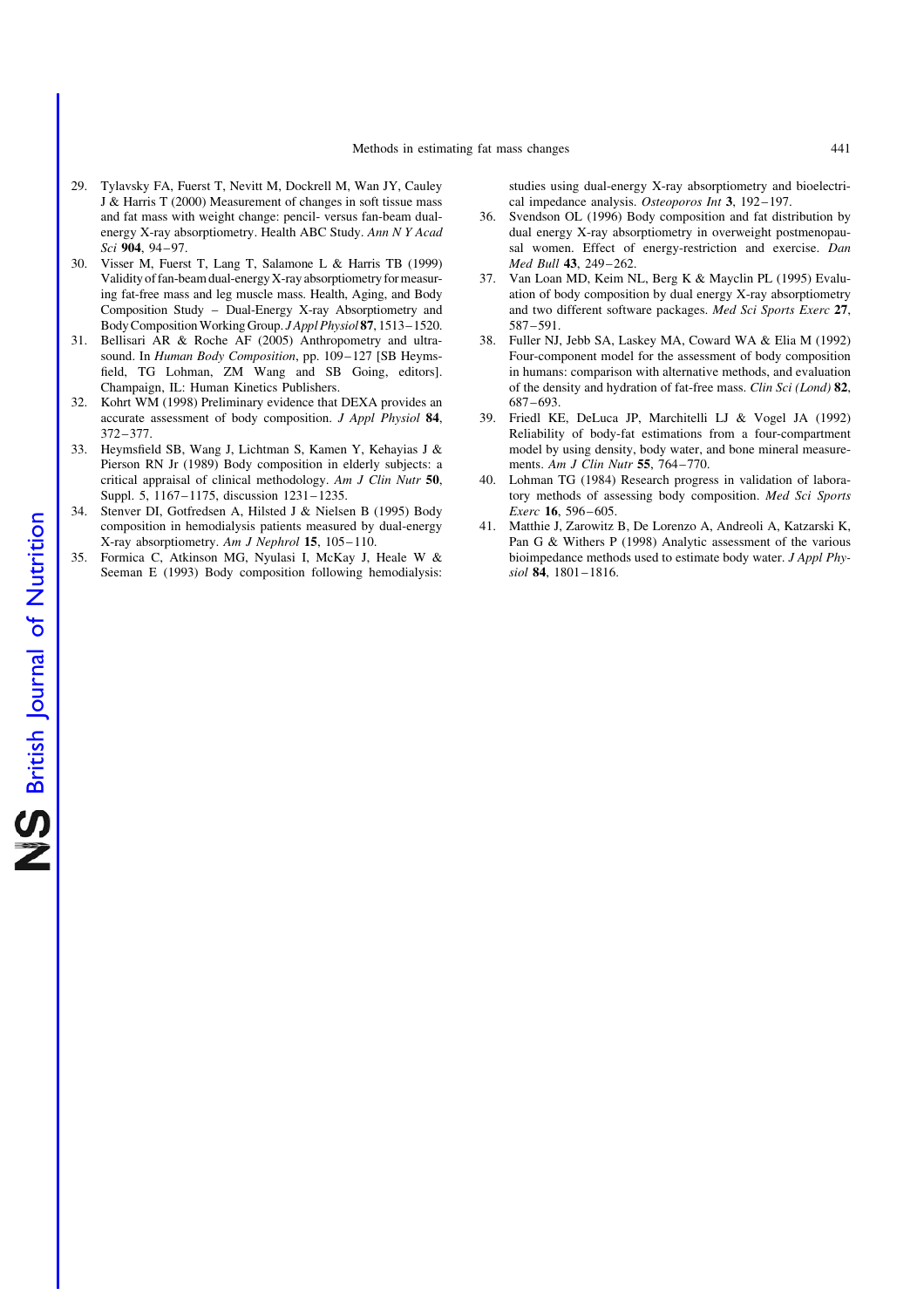29. Tylavsky FA, Fuerst T, Nevitt M, Dockrell M, Wan JY, Cauley J & Harris T (2000) Measurement of changes in soft tissue mass and fat mass with weight change: pencil- versus fan-beam dual-energy X-ray absorptiometry. Health ABC Study. *Ann N Y Acad Sci* **904**, 94–97.
30. Visser M, Fuerst T, Lang T, Salamone L & Harris TB (1999) Validity of fan-beam dual-energy X-ray absorptiometry for measuring fat-free mass and leg muscle mass. Health, Aging, and Body Composition Study – Dual-Energy X-ray Absorptiometry and Body Composition Working Group. *J Appl Physiol* **87**, 1513–1520.
31. Bellisari AR & Roche AF (2005) Anthropometry and ultrasound. In *Human Body Composition*, pp. 109–127 [SB Heymsfield, TG Lohman, ZM Wang and SB Going, editors]. Champaign, IL: Human Kinetics Publishers.
32. Kohrt WM (1998) Preliminary evidence that DEXA provides an accurate assessment of body composition. *J Appl Physiol* **84**, 372–377.
33. Heymsfield SB, Wang J, Lichtman S, Kamen Y, Kehayias J & Pierson RN Jr (1989) Body composition in elderly subjects: a critical appraisal of clinical methodology. *Am J Clin Nutr* **50**, Suppl. 5, 1167–1175, discussion 1231–1235.
34. Stenver DI, Gotfredsen A, Hilsted J & Nielsen B (1995) Body composition in hemodialysis patients measured by dual-energy X-ray absorptiometry. *Am J Nephrol* **15**, 105–110.
35. Formica C, Atkinson MG, Nyulasi I, McKay J, Heale W & Seeman E (1993) Body composition following hemodialysis: studies using dual-energy X-ray absorptiometry and bioelectrical impedance analysis. *Osteoporos Int* **3**, 192–197.
36. Svendson OL (1996) Body composition and fat distribution by dual energy X-ray absorptiometry in overweight postmenopausal women. Effect of energy-restriction and exercise. *Dan Med Bull* **43**, 249–262.
37. Van Loan MD, Keim NL, Berg K & Mayclin PL (1995) Evaluation of body composition by dual energy X-ray absorptiometry and two different software packages. *Med Sci Sports Exerc* **27**, 587–591.
38. Fuller NJ, Jebb SA, Laskey MA, Coward WA & Elia M (1992) Four-component model for the assessment of body composition in humans: comparison with alternative methods, and evaluation of the density and hydration of fat-free mass. *Clin Sci (Lond)* **82**, 687–693.
39. Friedl KE, DeLuca JP, Marchitelli LJ & Vogel JA (1992) Reliability of body-fat estimations from a four-compartment model by using density, body water, and bone mineral measurements. *Am J Clin Nutr* **55**, 764–770.
40. Lohman TG (1984) Research progress in validation of laboratory methods of assessing body composition. *Med Sci Sports Exerc* **16**, 596–605.
41. Matthie J, Zarowitz B, De Lorenzo A, Andreoli A, Katzarski K, Pan G & Withers P (1998) Analytic assessment of the various bioimpedance methods used to estimate body water. *J Appl Physiol* **84**, 1801–1816.